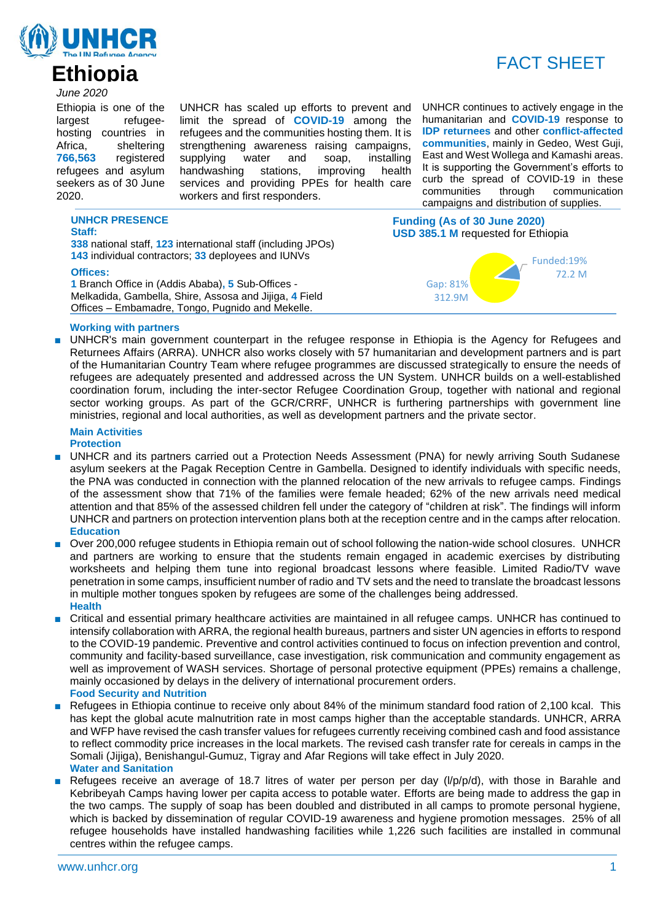# Ethiopia

FACT SHEET

*June 2020*

Ethiopia is one of the largest refugee-hosting countries in Africa, sheltering **766,563** registered refugees and asylum seekers as of 30 June 2020.

UNHCR has scaled up efforts to prevent and limit the spread of **COVID-19** among the refugees and the communities hosting them. It is strengthening awareness raising campaigns, supplying water and soap, installing handwashing stations, improving health services and providing PPEs for health care workers and first responders.

UNHCR continues to actively engage in the humanitarian and **COVID-19** response to **IDP returnees** and other **conflict-affected communities**, mainly in Gedeo, West Guji, East and West Wollega and Kamashi areas. It is supporting the Government's efforts to curb the spread of COVID-19 in these communities through communication campaigns and distribution of supplies.

## UNHCR PRESENCE

**Staff:**

**338** national staff, **123** international staff (including JPOs)
**143** individual contractors; **33** deployees and IUNVs

**Offices:**

**1** Branch Office in (Addis Ababa), **5** Sub-Offices - Melkadida, Gambella, Shire, Assosa and Jijiga, **4** Field Offices – Embamadre, Tongo, Pugnido and Mekelle.

## Funding (As of 30 June 2020)

**USD 385.1 M** requested for Ethiopia

Funded:19% 72.2 M

Gap: 81% 312.9M

## Working with partners

- UNHCR's main government counterpart in the refugee response in Ethiopia is the Agency for Refugees and Returnees Affairs (ARRA). UNHCR also works closely with 57 humanitarian and development partners and is part of the Humanitarian Country Team where refugee programmes are discussed strategically to ensure the needs of refugees are adequately presented and addressed across the UN System. UNHCR builds on a well-established coordination forum, including the inter-sector Refugee Coordination Group, together with national and regional sector working groups. As part of the GCR/CRRF, UNHCR is furthering partnerships with government line ministries, regional and local authorities, as well as development partners and the private sector.

## Main Activities

### Protection

- UNHCR and its partners carried out a Protection Needs Assessment (PNA) for newly arriving South Sudanese asylum seekers at the Pagak Reception Centre in Gambella. Designed to identify individuals with specific needs, the PNA was conducted in connection with the planned relocation of the new arrivals to refugee camps. Findings of the assessment show that 71% of the families were female headed; 62% of the new arrivals need medical attention and that 85% of the assessed children fell under the category of "children at risk". The findings will inform UNHCR and partners on protection intervention plans both at the reception centre and in the camps after relocation.

### Education

- Over 200,000 refugee students in Ethiopia remain out of school following the nation-wide school closures. UNHCR and partners are working to ensure that the students remain engaged in academic exercises by distributing worksheets and helping them tune into regional broadcast lessons where feasible. Limited Radio/TV wave penetration in some camps, insufficient number of radio and TV sets and the need to translate the broadcast lessons in multiple mother tongues spoken by refugees are some of the challenges being addressed.

### Health

- Critical and essential primary healthcare activities are maintained in all refugee camps. UNHCR has continued to intensify collaboration with ARRA, the regional health bureaus, partners and sister UN agencies in efforts to respond to the COVID-19 pandemic. Preventive and control activities continued to focus on infection prevention and control, community and facility-based surveillance, case investigation, risk communication and community engagement as well as improvement of WASH services. Shortage of personal protective equipment (PPEs) remains a challenge, mainly occasioned by delays in the delivery of international procurement orders.

### Food Security and Nutrition

- Refugees in Ethiopia continue to receive only about 84% of the minimum standard food ration of 2,100 kcal. This has kept the global acute malnutrition rate in most camps higher than the acceptable standards. UNHCR, ARRA and WFP have revised the cash transfer values for refugees currently receiving combined cash and food assistance to reflect commodity price increases in the local markets. The revised cash transfer rate for cereals in camps in the Somali (Jijiga), Benishangul-Gumuz, Tigray and Afar Regions will take effect in July 2020.

### Water and Sanitation

- Refugees receive an average of 18.7 litres of water per person per day (l/p/p/d), with those in Barahle and Kebribeyah Camps having lower per capita access to potable water. Efforts are being made to address the gap in the two camps. The supply of soap has been doubled and distributed in all camps to promote personal hygiene, which is backed by dissemination of regular COVID-19 awareness and hygiene promotion messages. 25% of all refugee households have installed handwashing facilities while 1,226 such facilities are installed in communal centres within the refugee camps.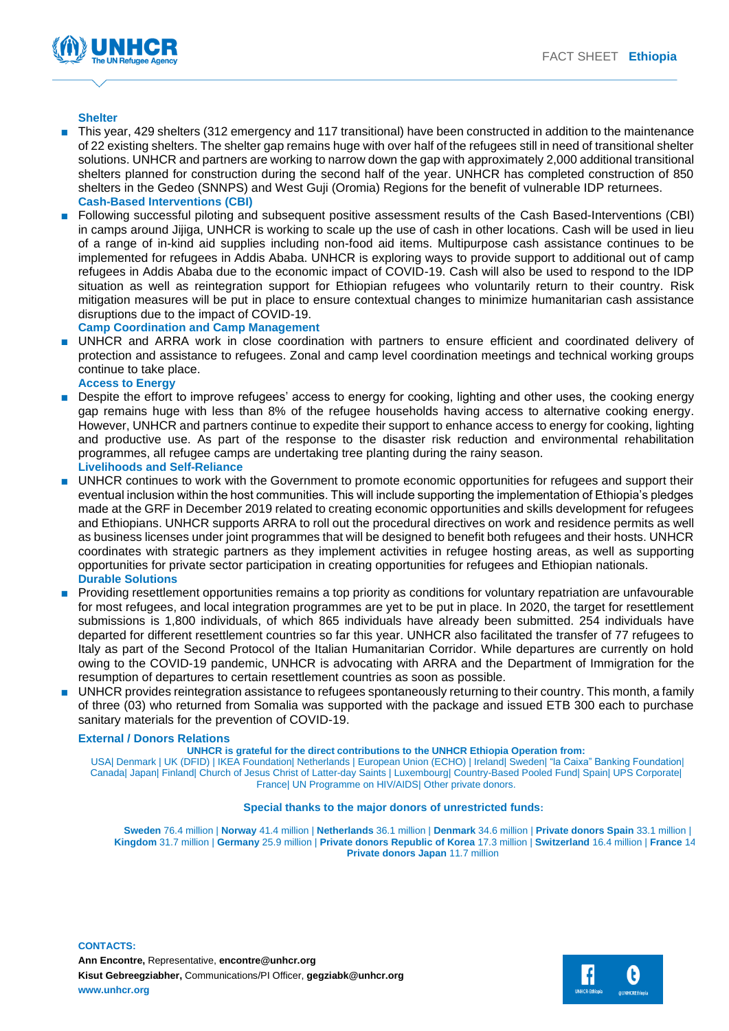### Shelter

- This year, 429 shelters (312 emergency and 117 transitional) have been constructed in addition to the maintenance of 22 existing shelters. The shelter gap remains huge with over half of the refugees still in need of transitional shelter solutions. UNHCR and partners are working to narrow down the gap with approximately 2,000 additional transitional shelters planned for construction during the second half of the year. UNHCR has completed construction of 850 shelters in the Gedeo (SNNPS) and West Guji (Oromia) Regions for the benefit of vulnerable IDP returnees.

### Cash-Based Interventions (CBI)

- Following successful piloting and subsequent positive assessment results of the Cash Based-Interventions (CBI) in camps around Jijiga, UNHCR is working to scale up the use of cash in other locations. Cash will be used in lieu of a range of in-kind aid supplies including non-food aid items. Multipurpose cash assistance continues to be implemented for refugees in Addis Ababa. UNHCR is exploring ways to provide support to additional out of camp refugees in Addis Ababa due to the economic impact of COVID-19. Cash will also be used to respond to the IDP situation as well as reintegration support for Ethiopian refugees who voluntarily return to their country. Risk mitigation measures will be put in place to ensure contextual changes to minimize humanitarian cash assistance disruptions due to the impact of COVID-19.

### Camp Coordination and Camp Management

- UNHCR and ARRA work in close coordination with partners to ensure efficient and coordinated delivery of protection and assistance to refugees. Zonal and camp level coordination meetings and technical working groups continue to take place.

### Access to Energy

- Despite the effort to improve refugees' access to energy for cooking, lighting and other uses, the cooking energy gap remains huge with less than 8% of the refugee households having access to alternative cooking energy. However, UNHCR and partners continue to expedite their support to enhance access to energy for cooking, lighting and productive use. As part of the response to the disaster risk reduction and environmental rehabilitation programmes, all refugee camps are undertaking tree planting during the rainy season.

### Livelihoods and Self-Reliance

- UNHCR continues to work with the Government to promote economic opportunities for refugees and support their eventual inclusion within the host communities. This will include supporting the implementation of Ethiopia's pledges made at the GRF in December 2019 related to creating economic opportunities and skills development for refugees and Ethiopians. UNHCR supports ARRA to roll out the procedural directives on work and residence permits as well as business licenses under joint programmes that will be designed to benefit both refugees and their hosts. UNHCR coordinates with strategic partners as they implement activities in refugee hosting areas, as well as supporting opportunities for private sector participation in creating opportunities for refugees and Ethiopian nationals.

### Durable Solutions

- Providing resettlement opportunities remains a top priority as conditions for voluntary repatriation are unfavourable for most refugees, and local integration programmes are yet to be put in place. In 2020, the target for resettlement submissions is 1,800 individuals, of which 865 individuals have already been submitted. 254 individuals have departed for different resettlement countries so far this year. UNHCR also facilitated the transfer of 77 refugees to Italy as part of the Second Protocol of the Italian Humanitarian Corridor. While departures are currently on hold owing to the COVID-19 pandemic, UNHCR is advocating with ARRA and the Department of Immigration for the resumption of departures to certain resettlement countries as soon as possible.
- UNHCR provides reintegration assistance to refugees spontaneously returning to their country. This month, a family of three (03) who returned from Somalia was supported with the package and issued ETB 300 each to purchase sanitary materials for the prevention of COVID-19.

### External / Donors Relations

**UNHCR is grateful for the direct contributions to the UNHCR Ethiopia Operation from:**

USA| Denmark | UK (DFID) | IKEA Foundation| Netherlands | European Union (ECHO) | Ireland| Sweden| "la Caixa" Banking Foundation| Canada| Japan| Finland| Church of Jesus Christ of Latter-day Saints | Luxembourg| Country-Based Pooled Fund| Spain| UPS Corporate| France| UN Programme on HIV/AIDS| Other private donors.

**Special thanks to the major donors of unrestricted funds:**

**Sweden** 76.4 million | **Norway** 41.4 million | **Netherlands** 36.1 million | **Denmark** 34.6 million | **Private donors Spain** 33.1 million | **Kingdom** 31.7 million | **Germany** 25.9 million | **Private donors Republic of Korea** 17.3 million | **Switzerland** 16.4 million | **France** 14 **Private donors Japan** 11.7 million

**CONTACTS:**

**Ann Encontre,** Representative, **encontre@unhcr.org**

**Kisut Gebreegziabher,** Communications/PI Officer, **gegziabk@unhcr.org**

**www.unhcr.org**

UNHCR Ethiopia @UNHCREthiopia